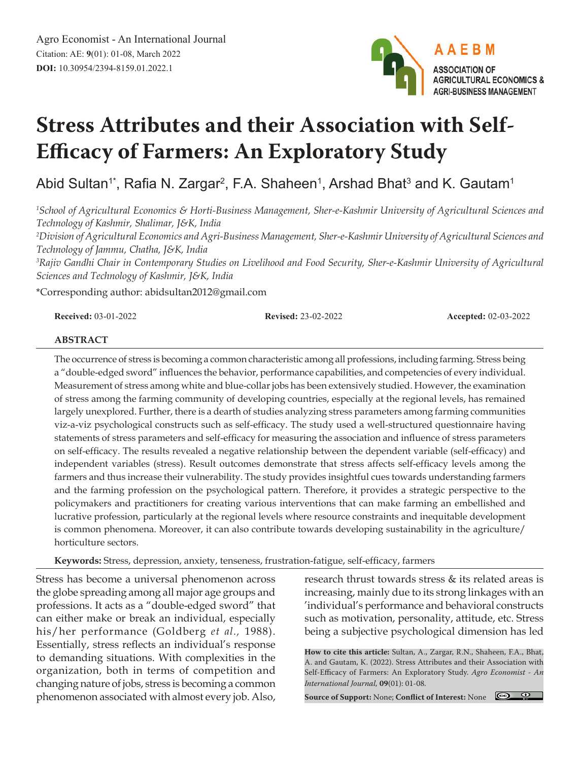Agro Economist - An International Journal
Citation: AE: **9**(01): 01-08, March 2022
**DOI:** 10.30954/2394-8159.01.2022.1

AAEBM
ASSOCIATION OF AGRICULTURAL ECONOMICS & AGRI-BUSINESS MANAGEMENT

# Stress Attributes and their Association with Self-Efficacy of Farmers: An Exploratory Study

Abid Sultan[1*], Rafia N. Zargar[2], F.A. Shaheen[1], Arshad Bhat[3] and K. Gautam[1]

[1]*School of Agricultural Economics & Horti-Business Management, Sher-e-Kashmir University of Agricultural Sciences and Technology of Kashmir, Shalimar, J&K, India*

[2]*Division of Agricultural Economics and Agri-Business Management, Sher-e-Kashmir University of Agricultural Sciences and Technology of Jammu, Chatha, J&K, India*

[3]*Rajiv Gandhi Chair in Contemporary Studies on Livelihood and Food Security, Sher-e-Kashmir University of Agricultural Sciences and Technology of Kashmir, J&K, India*

*Corresponding author: abidsultan2012@gmail.com

**Received:** 03-01-2022 **Revised:** 23-02-2022 **Accepted:** 02-03-2022

## ABSTRACT

The occurrence of stress is becoming a common characteristic among all professions, including farming. Stress being a "double-edged sword" influences the behavior, performance capabilities, and competencies of every individual. Measurement of stress among white and blue-collar jobs has been extensively studied. However, the examination of stress among the farming community of developing countries, especially at the regional levels, has remained largely unexplored. Further, there is a dearth of studies analyzing stress parameters among farming communities viz-a-viz psychological constructs such as self-efficacy. The study used a well-structured questionnaire having statements of stress parameters and self-efficacy for measuring the association and influence of stress parameters on self-efficacy. The results revealed a negative relationship between the dependent variable (self-efficacy) and independent variables (stress). Result outcomes demonstrate that stress affects self-efficacy levels among the farmers and thus increase their vulnerability. The study provides insightful cues towards understanding farmers and the farming profession on the psychological pattern. Therefore, it provides a strategic perspective to the policymakers and practitioners for creating various interventions that can make farming an embellished and lucrative profession, particularly at the regional levels where resource constraints and inequitable development is common phenomena. Moreover, it can also contribute towards developing sustainability in the agriculture/horticulture sectors.

**Keywords:** Stress, depression, anxiety, tenseness, frustration-fatigue, self-efficacy, farmers

Stress has become a universal phenomenon across the globe spreading among all major age groups and professions. It acts as a "double-edged sword" that can either make or break an individual, especially his/her performance (Goldberg *et al.,* 1988). Essentially, stress reflects an individual's response to demanding situations. With complexities in the organization, both in terms of competition and changing nature of jobs, stress is becoming a common phenomenon associated with almost every job. Also, research thrust towards stress & its related areas is increasing, mainly due to its strong linkages with an 'individual's performance and behavioral constructs such as motivation, personality, attitude, etc. Stress being a subjective psychological dimension has led

**How to cite this article:** Sultan, A., Zargar, R.N., Shaheen, F.A., Bhat, A. and Gautam, K. (2022). Stress Attributes and their Association with Self-Efficacy of Farmers: An Exploratory Study. *Agro Economist - An International Journal,* **09**(01): 01-08.

**Source of Support:** None; **Conflict of Interest:** None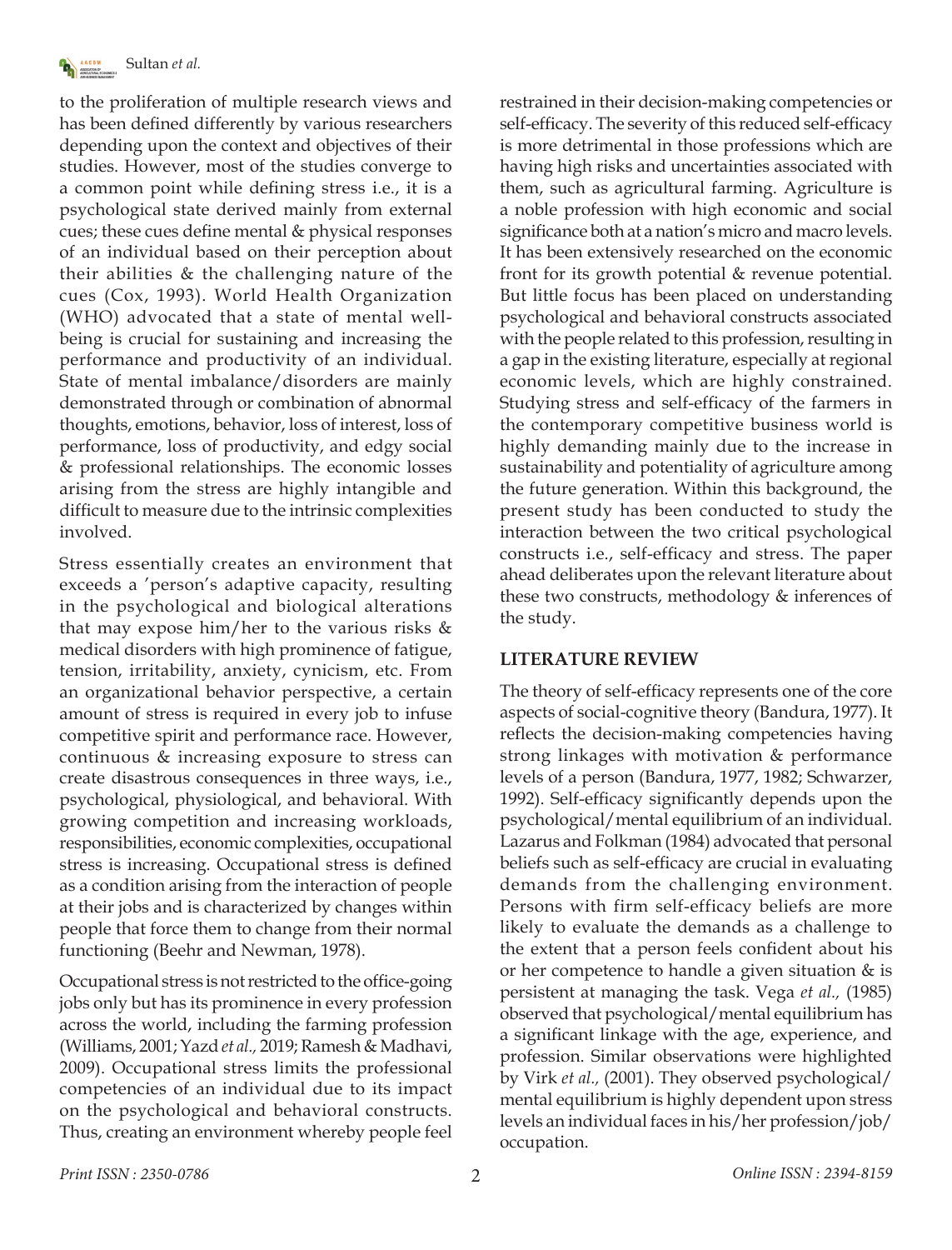to the proliferation of multiple research views and has been defined differently by various researchers depending upon the context and objectives of their studies. However, most of the studies converge to a common point while defining stress i.e., it is a psychological state derived mainly from external cues; these cues define mental & physical responses of an individual based on their perception about their abilities & the challenging nature of the cues (Cox, 1993). World Health Organization (WHO) advocated that a state of mental well-being is crucial for sustaining and increasing the performance and productivity of an individual. State of mental imbalance/disorders are mainly demonstrated through or combination of abnormal thoughts, emotions, behavior, loss of interest, loss of performance, loss of productivity, and edgy social & professional relationships. The economic losses arising from the stress are highly intangible and difficult to measure due to the intrinsic complexities involved.

Stress essentially creates an environment that exceeds a ′person's adaptive capacity, resulting in the psychological and biological alterations that may expose him/her to the various risks & medical disorders with high prominence of fatigue, tension, irritability, anxiety, cynicism, etc. From an organizational behavior perspective, a certain amount of stress is required in every job to infuse competitive spirit and performance race. However, continuous & increasing exposure to stress can create disastrous consequences in three ways, i.e., psychological, physiological, and behavioral. With growing competition and increasing workloads, responsibilities, economic complexities, occupational stress is increasing. Occupational stress is defined as a condition arising from the interaction of people at their jobs and is characterized by changes within people that force them to change from their normal functioning (Beehr and Newman, 1978).

Occupational stress is not restricted to the office-going jobs only but has its prominence in every profession across the world, including the farming profession (Williams, 2001; Yazd *et al.,* 2019; Ramesh & Madhavi, 2009). Occupational stress limits the professional competencies of an individual due to its impact on the psychological and behavioral constructs. Thus, creating an environment whereby people feel restrained in their decision-making competencies or self-efficacy. The severity of this reduced self-efficacy is more detrimental in those professions which are having high risks and uncertainties associated with them, such as agricultural farming. Agriculture is a noble profession with high economic and social significance both at a nation's micro and macro levels. It has been extensively researched on the economic front for its growth potential & revenue potential. But little focus has been placed on understanding psychological and behavioral constructs associated with the people related to this profession, resulting in a gap in the existing literature, especially at regional economic levels, which are highly constrained. Studying stress and self-efficacy of the farmers in the contemporary competitive business world is highly demanding mainly due to the increase in sustainability and potentiality of agriculture among the future generation. Within this background, the present study has been conducted to study the interaction between the two critical psychological constructs i.e., self-efficacy and stress. The paper ahead deliberates upon the relevant literature about these two constructs, methodology & inferences of the study.

## LITERATURE REVIEW

The theory of self-efficacy represents one of the core aspects of social-cognitive theory (Bandura, 1977). It reflects the decision-making competencies having strong linkages with motivation & performance levels of a person (Bandura, 1977, 1982; Schwarzer, 1992). Self-efficacy significantly depends upon the psychological/mental equilibrium of an individual. Lazarus and Folkman (1984) advocated that personal beliefs such as self-efficacy are crucial in evaluating demands from the challenging environment. Persons with firm self-efficacy beliefs are more likely to evaluate the demands as a challenge to the extent that a person feels confident about his or her competence to handle a given situation & is persistent at managing the task. Vega *et al.,* (1985) observed that psychological/mental equilibrium has a significant linkage with the age, experience, and profession. Similar observations were highlighted by Virk *et al.,* (2001). They observed psychological/mental equilibrium is highly dependent upon stress levels an individual faces in his/her profession/job/occupation.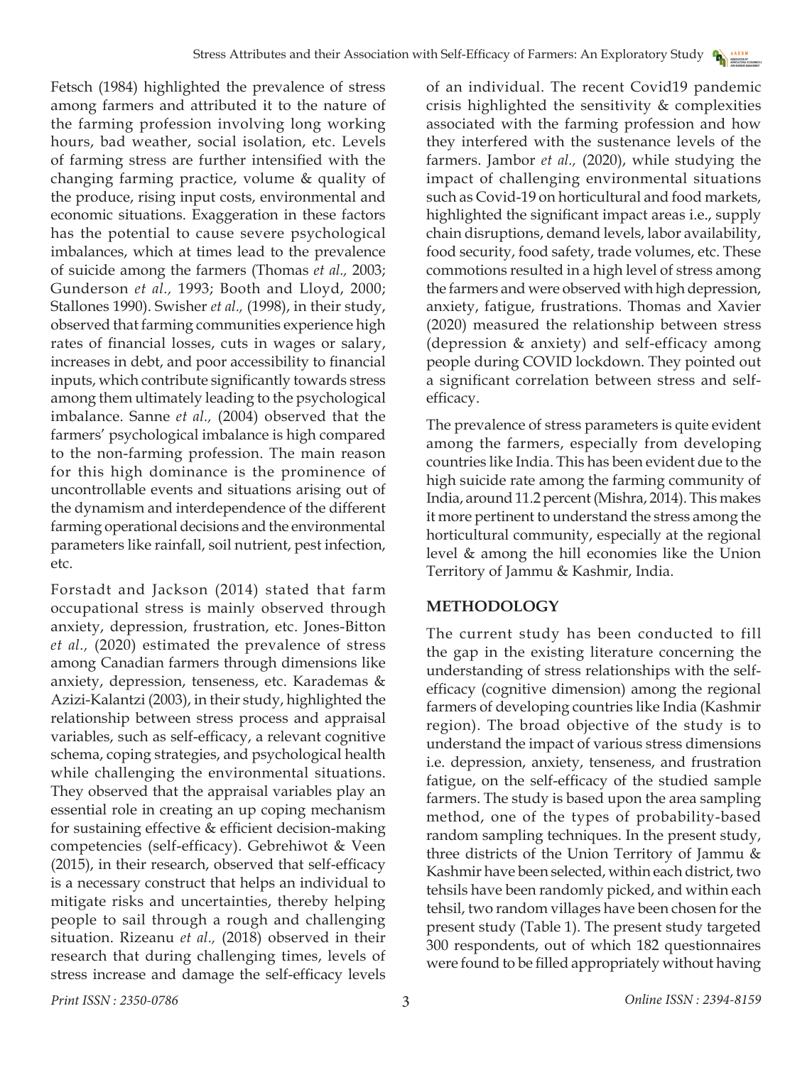Fetsch (1984) highlighted the prevalence of stress among farmers and attributed it to the nature of the farming profession involving long working hours, bad weather, social isolation, etc. Levels of farming stress are further intensified with the changing farming practice, volume & quality of the produce, rising input costs, environmental and economic situations. Exaggeration in these factors has the potential to cause severe psychological imbalances, which at times lead to the prevalence of suicide among the farmers (Thomas *et al.,* 2003; Gunderson *et al.,* 1993; Booth and Lloyd, 2000; Stallones 1990). Swisher *et al.,* (1998), in their study, observed that farming communities experience high rates of financial losses, cuts in wages or salary, increases in debt, and poor accessibility to financial inputs, which contribute significantly towards stress among them ultimately leading to the psychological imbalance. Sanne *et al.,* (2004) observed that the farmers' psychological imbalance is high compared to the non-farming profession. The main reason for this high dominance is the prominence of uncontrollable events and situations arising out of the dynamism and interdependence of the different farming operational decisions and the environmental parameters like rainfall, soil nutrient, pest infection, etc.

Forstadt and Jackson (2014) stated that farm occupational stress is mainly observed through anxiety, depression, frustration, etc. Jones-Bitton *et al.,* (2020) estimated the prevalence of stress among Canadian farmers through dimensions like anxiety, depression, tenseness, etc. Karademas & Azizi-Kalantzi (2003), in their study, highlighted the relationship between stress process and appraisal variables, such as self-efficacy, a relevant cognitive schema, coping strategies, and psychological health while challenging the environmental situations. They observed that the appraisal variables play an essential role in creating an up coping mechanism for sustaining effective & efficient decision-making competencies (self-efficacy). Gebrehiwot & Veen (2015), in their research, observed that self-efficacy is a necessary construct that helps an individual to mitigate risks and uncertainties, thereby helping people to sail through a rough and challenging situation. Rizeanu *et al.,* (2018) observed in their research that during challenging times, levels of stress increase and damage the self-efficacy levels of an individual. The recent Covid19 pandemic crisis highlighted the sensitivity & complexities associated with the farming profession and how they interfered with the sustenance levels of the farmers. Jambor *et al.,* (2020), while studying the impact of challenging environmental situations such as Covid-19 on horticultural and food markets, highlighted the significant impact areas i.e., supply chain disruptions, demand levels, labor availability, food security, food safety, trade volumes, etc. These commotions resulted in a high level of stress among the farmers and were observed with high depression, anxiety, fatigue, frustrations. Thomas and Xavier (2020) measured the relationship between stress (depression & anxiety) and self-efficacy among people during COVID lockdown. They pointed out a significant correlation between stress and self-efficacy.

The prevalence of stress parameters is quite evident among the farmers, especially from developing countries like India. This has been evident due to the high suicide rate among the farming community of India, around 11.2 percent (Mishra, 2014). This makes it more pertinent to understand the stress among the horticultural community, especially at the regional level & among the hill economies like the Union Territory of Jammu & Kashmir, India.

## METHODOLOGY

The current study has been conducted to fill the gap in the existing literature concerning the understanding of stress relationships with the self-efficacy (cognitive dimension) among the regional farmers of developing countries like India (Kashmir region). The broad objective of the study is to understand the impact of various stress dimensions i.e. depression, anxiety, tenseness, and frustration fatigue, on the self-efficacy of the studied sample farmers. The study is based upon the area sampling method, one of the types of probability-based random sampling techniques. In the present study, three districts of the Union Territory of Jammu & Kashmir have been selected, within each district, two tehsils have been randomly picked, and within each tehsil, two random villages have been chosen for the present study (Table 1). The present study targeted 300 respondents, out of which 182 questionnaires were found to be filled appropriately without having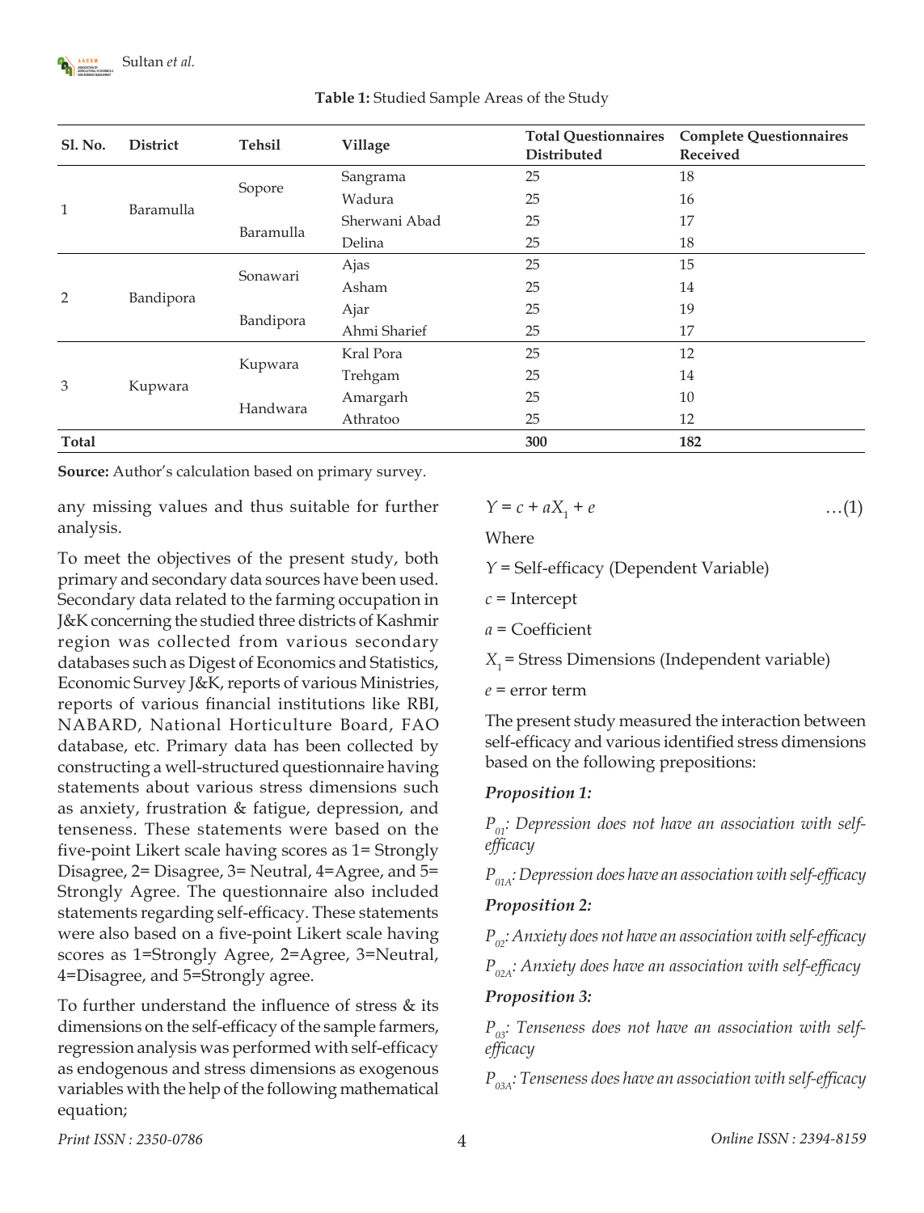**Table 1:** Studied Sample Areas of the Study

| Sl. No. | District | Tehsil | Village | Total Questionnaires Distributed | Complete Questionnaires Received |
|---|---|---|---|---|---|
| 1 | Baramulla | Sopore | Sangrama | 25 | 18 |
| | | | Wadura | 25 | 16 |
| | | Baramulla | Sherwani Abad | 25 | 17 |
| | | | Delina | 25 | 18 |
| 2 | Bandipora | Sonawari | Ajas | 25 | 15 |
| | | | Asham | 25 | 14 |
| | | Bandipora | Ajar | 25 | 19 |
| | | | Ahmi Sharief | 25 | 17 |
| 3 | Kupwara | Kupwara | Kral Pora | 25 | 12 |
| | | | Trehgam | 25 | 14 |
| | | Handwara | Amargarh | 25 | 10 |
| | | | Athratoo | 25 | 12 |
| **Total** | | | | **300** | **182** |

**Source:** Author's calculation based on primary survey.

any missing values and thus suitable for further analysis.

To meet the objectives of the present study, both primary and secondary data sources have been used. Secondary data related to the farming occupation in J&K concerning the studied three districts of Kashmir region was collected from various secondary databases such as Digest of Economics and Statistics, Economic Survey J&K, reports of various Ministries, reports of various financial institutions like RBI, NABARD, National Horticulture Board, FAO database, etc. Primary data has been collected by constructing a well-structured questionnaire having statements about various stress dimensions such as anxiety, frustration & fatigue, depression, and tenseness. These statements were based on the five-point Likert scale having scores as 1= Strongly Disagree, 2= Disagree, 3= Neutral, 4=Agree, and 5= Strongly Agree. The questionnaire also included statements regarding self-efficacy. These statements were also based on a five-point Likert scale having scores as 1=Strongly Agree, 2=Agree, 3=Neutral, 4=Disagree, and 5=Strongly agree.

To further understand the influence of stress & its dimensions on the self-efficacy of the sample farmers, regression analysis was performed with self-efficacy as endogenous and stress dimensions as exogenous variables with the help of the following mathematical equation;

$$Y = c + aX_1 + e \qquad \ldots(1)$$

Where

$Y$ = Self-efficacy (Dependent Variable)

$c$ = Intercept

$a$ = Coefficient

$X_1$ = Stress Dimensions (Independent variable)

$e$ = error term

The present study measured the interaction between self-efficacy and various identified stress dimensions based on the following prepositions:

***Proposition 1:***

$P_{01}$: *Depression does not have an association with self-efficacy*

$P_{01A}$: *Depression does have an association with self-efficacy*

***Proposition 2:***

$P_{02}$: *Anxiety does not have an association with self-efficacy*

$P_{02A}$: *Anxiety does have an association with self-efficacy*

***Proposition 3:***

$P_{03}$: *Tenseness does not have an association with self-efficacy*

$P_{03A}$: *Tenseness does have an association with self-efficacy*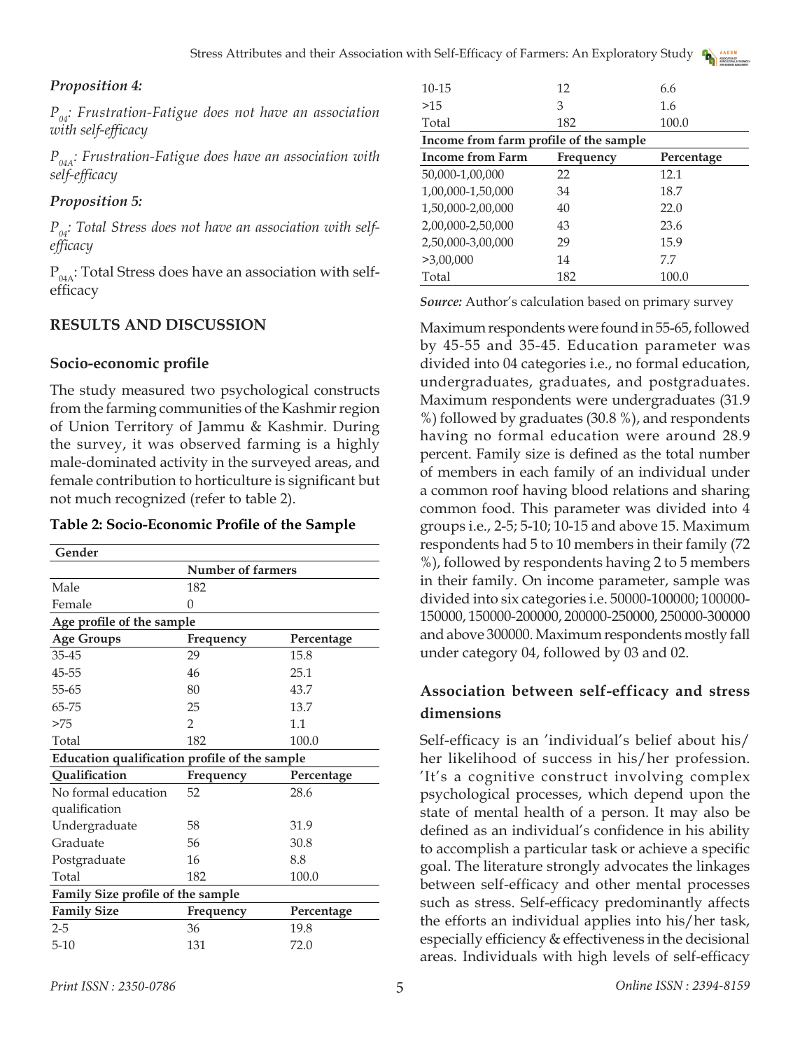*Proposition 4:*

*$P_{04}$: Frustration-Fatigue does not have an association with self-efficacy*

*$P_{04A}$: Frustration-Fatigue does have an association with self-efficacy*

*Proposition 5:*

*$P_{04}$: Total Stress does not have an association with self-efficacy*

$P_{04A}$: Total Stress does have an association with self-efficacy

## RESULTS AND DISCUSSION

### Socio-economic profile

The study measured two psychological constructs from the farming communities of the Kashmir region of Union Territory of Jammu & Kashmir. During the survey, it was observed farming is a highly male-dominated activity in the surveyed areas, and female contribution to horticulture is significant but not much recognized (refer to table 2).

**Table 2: Socio-Economic Profile of the Sample**

| **Gender** | | |
|---|---|---|
| | **Number of farmers** | |
| Male | 182 | |
| Female | 0 | |
| **Age profile of the sample** | | |
| **Age Groups** | **Frequency** | **Percentage** |
| 35-45 | 29 | 15.8 |
| 45-55 | 46 | 25.1 |
| 55-65 | 80 | 43.7 |
| 65-75 | 25 | 13.7 |
| >75 | 2 | 1.1 |
| Total | 182 | 100.0 |
| **Education qualification profile of the sample** | | |
| **Qualification** | **Frequency** | **Percentage** |
| No formal education qualification | 52 | 28.6 |
| Undergraduate | 58 | 31.9 |
| Graduate | 56 | 30.8 |
| Postgraduate | 16 | 8.8 |
| Total | 182 | 100.0 |
| **Family Size profile of the sample** | | |
| **Family Size** | **Frequency** | **Percentage** |
| 2-5 | 36 | 19.8 |
| 5-10 | 131 | 72.0 |
| 10-15 | 12 | 6.6 |
| >15 | 3 | 1.6 |
| Total | 182 | 100.0 |
| **Income from farm profile of the sample** | | |
| **Income from Farm** | **Frequency** | **Percentage** |
| 50,000-1,00,000 | 22 | 12.1 |
| 1,00,000-1,50,000 | 34 | 18.7 |
| 1,50,000-2,00,000 | 40 | 22.0 |
| 2,00,000-2,50,000 | 43 | 23.6 |
| 2,50,000-3,00,000 | 29 | 15.9 |
| >3,00,000 | 14 | 7.7 |
| Total | 182 | 100.0 |

***Source:*** Author's calculation based on primary survey

Maximum respondents were found in 55-65, followed by 45-55 and 35-45. Education parameter was divided into 04 categories i.e., no formal education, undergraduates, graduates, and postgraduates. Maximum respondents were undergraduates (31.9 %) followed by graduates (30.8 %), and respondents having no formal education were around 28.9 percent. Family size is defined as the total number of members in each family of an individual under a common roof having blood relations and sharing common food. This parameter was divided into 4 groups i.e., 2-5; 5-10; 10-15 and above 15. Maximum respondents had 5 to 10 members in their family (72 %), followed by respondents having 2 to 5 members in their family. On income parameter, sample was divided into six categories i.e. 50000-100000; 100000-150000, 150000-200000, 200000-250000, 250000-300000 and above 300000. Maximum respondents mostly fall under category 04, followed by 03 and 02.

### Association between self-efficacy and stress dimensions

Self-efficacy is an 'individual's belief about his/her likelihood of success in his/her profession. 'It's a cognitive construct involving complex psychological processes, which depend upon the state of mental health of a person. It may also be defined as an individual's confidence in his ability to accomplish a particular task or achieve a specific goal. The literature strongly advocates the linkages between self-efficacy and other mental processes such as stress. Self-efficacy predominantly affects the efforts an individual applies into his/her task, especially efficiency & effectiveness in the decisional areas. Individuals with high levels of self-efficacy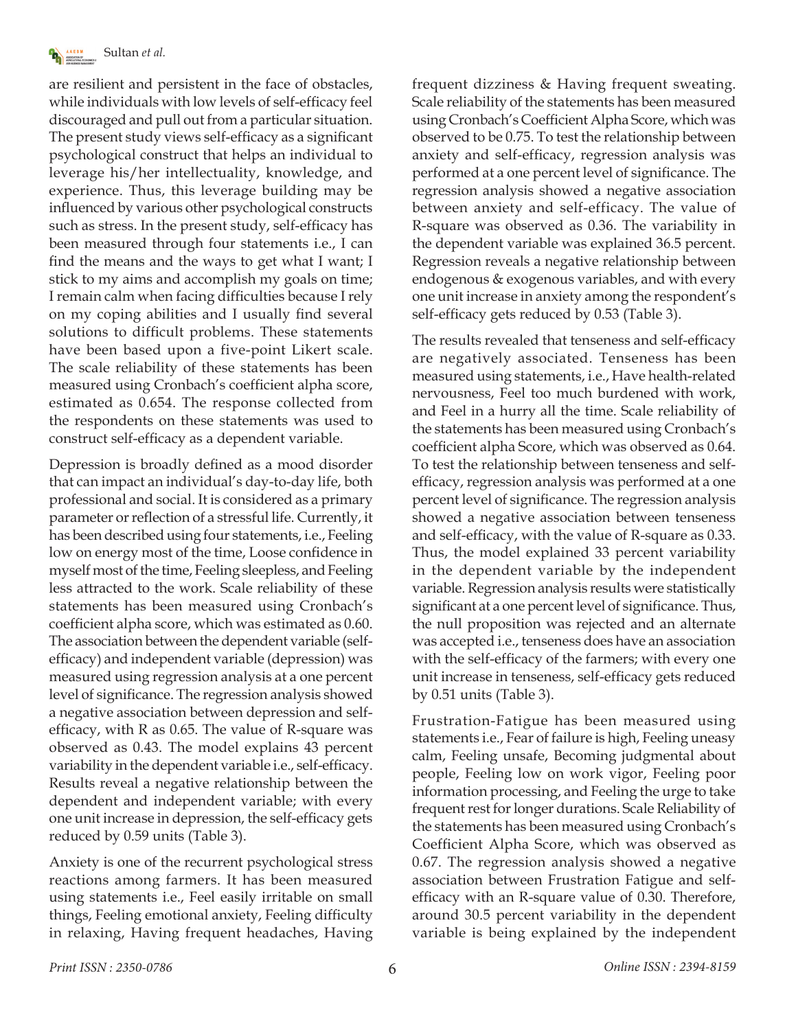are resilient and persistent in the face of obstacles, while individuals with low levels of self-efficacy feel discouraged and pull out from a particular situation. The present study views self-efficacy as a significant psychological construct that helps an individual to leverage his/her intellectuality, knowledge, and experience. Thus, this leverage building may be influenced by various other psychological constructs such as stress. In the present study, self-efficacy has been measured through four statements i.e., I can find the means and the ways to get what I want; I stick to my aims and accomplish my goals on time; I remain calm when facing difficulties because I rely on my coping abilities and I usually find several solutions to difficult problems. These statements have been based upon a five-point Likert scale. The scale reliability of these statements has been measured using Cronbach's coefficient alpha score, estimated as 0.654. The response collected from the respondents on these statements was used to construct self-efficacy as a dependent variable.

Depression is broadly defined as a mood disorder that can impact an individual's day-to-day life, both professional and social. It is considered as a primary parameter or reflection of a stressful life. Currently, it has been described using four statements, i.e., Feeling low on energy most of the time, Loose confidence in myself most of the time, Feeling sleepless, and Feeling less attracted to the work. Scale reliability of these statements has been measured using Cronbach's coefficient alpha score, which was estimated as 0.60. The association between the dependent variable (self-efficacy) and independent variable (depression) was measured using regression analysis at a one percent level of significance. The regression analysis showed a negative association between depression and self-efficacy, with R as 0.65. The value of R-square was observed as 0.43. The model explains 43 percent variability in the dependent variable i.e., self-efficacy. Results reveal a negative relationship between the dependent and independent variable; with every one unit increase in depression, the self-efficacy gets reduced by 0.59 units (Table 3).

Anxiety is one of the recurrent psychological stress reactions among farmers. It has been measured using statements i.e., Feel easily irritable on small things, Feeling emotional anxiety, Feeling difficulty in relaxing, Having frequent headaches, Having frequent dizziness & Having frequent sweating. Scale reliability of the statements has been measured using Cronbach's Coefficient Alpha Score, which was observed to be 0.75. To test the relationship between anxiety and self-efficacy, regression analysis was performed at a one percent level of significance. The regression analysis showed a negative association between anxiety and self-efficacy. The value of R-square was observed as 0.36. The variability in the dependent variable was explained 36.5 percent. Regression reveals a negative relationship between endogenous & exogenous variables, and with every one unit increase in anxiety among the respondent's self-efficacy gets reduced by 0.53 (Table 3).

The results revealed that tenseness and self-efficacy are negatively associated. Tenseness has been measured using statements, i.e., Have health-related nervousness, Feel too much burdened with work, and Feel in a hurry all the time. Scale reliability of the statements has been measured using Cronbach's coefficient alpha Score, which was observed as 0.64. To test the relationship between tenseness and self-efficacy, regression analysis was performed at a one percent level of significance. The regression analysis showed a negative association between tenseness and self-efficacy, with the value of R-square as 0.33. Thus, the model explained 33 percent variability in the dependent variable by the independent variable. Regression analysis results were statistically significant at a one percent level of significance. Thus, the null proposition was rejected and an alternate was accepted i.e., tenseness does have an association with the self-efficacy of the farmers; with every one unit increase in tenseness, self-efficacy gets reduced by 0.51 units (Table 3).

Frustration-Fatigue has been measured using statements i.e., Fear of failure is high, Feeling uneasy calm, Feeling unsafe, Becoming judgmental about people, Feeling low on work vigor, Feeling poor information processing, and Feeling the urge to take frequent rest for longer durations. Scale Reliability of the statements has been measured using Cronbach's Coefficient Alpha Score, which was observed as 0.67. The regression analysis showed a negative association between Frustration Fatigue and self-efficacy with an R-square value of 0.30. Therefore, around 30.5 percent variability in the dependent variable is being explained by the independent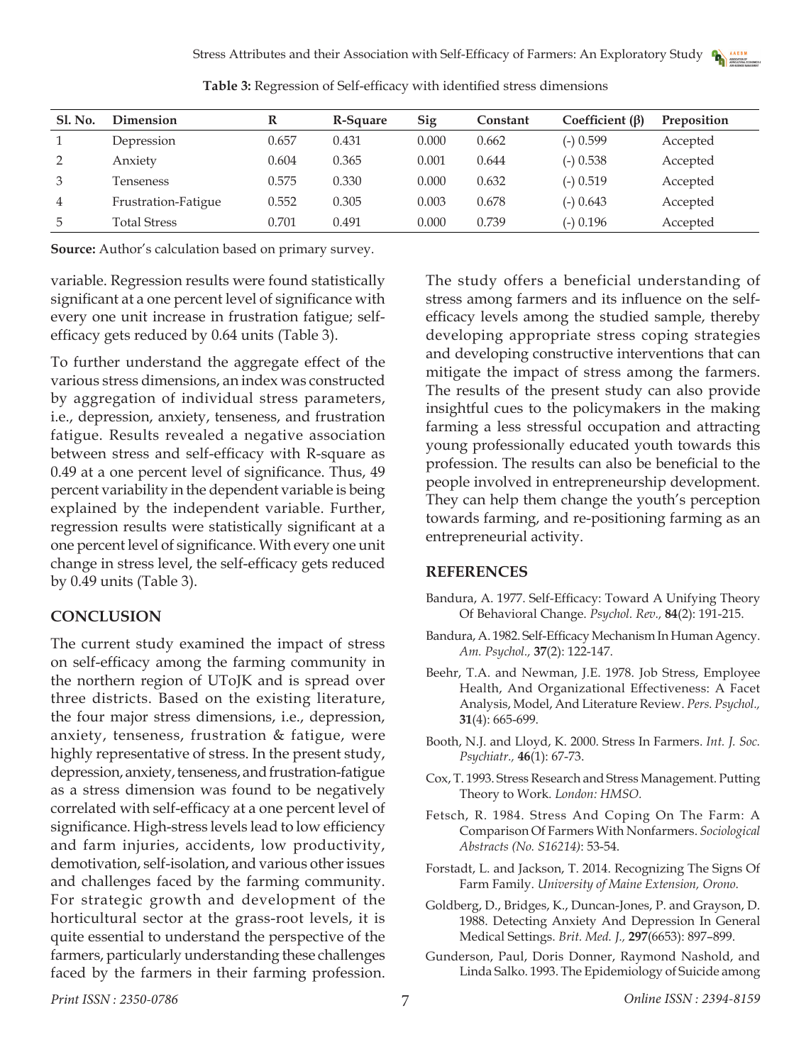**Table 3:** Regression of Self-efficacy with identified stress dimensions

| Sl. No. | Dimension | R | R-Square | Sig | Constant | Coefficient (β) | Preposition |
|---|---|---|---|---|---|---|---|
| 1 | Depression | 0.657 | 0.431 | 0.000 | 0.662 | (-) 0.599 | Accepted |
| 2 | Anxiety | 0.604 | 0.365 | 0.001 | 0.644 | (-) 0.538 | Accepted |
| 3 | Tenseness | 0.575 | 0.330 | 0.000 | 0.632 | (-) 0.519 | Accepted |
| 4 | Frustration-Fatigue | 0.552 | 0.305 | 0.003 | 0.678 | (-) 0.643 | Accepted |
| 5 | Total Stress | 0.701 | 0.491 | 0.000 | 0.739 | (-) 0.196 | Accepted |

**Source:** Author's calculation based on primary survey.

variable. Regression results were found statistically significant at a one percent level of significance with every one unit increase in frustration fatigue; self-efficacy gets reduced by 0.64 units (Table 3).

To further understand the aggregate effect of the various stress dimensions, an index was constructed by aggregation of individual stress parameters, i.e., depression, anxiety, tenseness, and frustration fatigue. Results revealed a negative association between stress and self-efficacy with R-square as 0.49 at a one percent level of significance. Thus, 49 percent variability in the dependent variable is being explained by the independent variable. Further, regression results were statistically significant at a one percent level of significance. With every one unit change in stress level, the self-efficacy gets reduced by 0.49 units (Table 3).

## CONCLUSION

The current study examined the impact of stress on self-efficacy among the farming community in the northern region of UToJK and is spread over three districts. Based on the existing literature, the four major stress dimensions, i.e., depression, anxiety, tenseness, frustration & fatigue, were highly representative of stress. In the present study, depression, anxiety, tenseness, and frustration-fatigue as a stress dimension was found to be negatively correlated with self-efficacy at a one percent level of significance. High-stress levels lead to low efficiency and farm injuries, accidents, low productivity, demotivation, self-isolation, and various other issues and challenges faced by the farming community. For strategic growth and development of the horticultural sector at the grass-root levels, it is quite essential to understand the perspective of the farmers, particularly understanding these challenges faced by the farmers in their farming profession. The study offers a beneficial understanding of stress among farmers and its influence on the self-efficacy levels among the studied sample, thereby developing appropriate stress coping strategies and developing constructive interventions that can mitigate the impact of stress among the farmers. The results of the present study can also provide insightful cues to the policymakers in the making farming a less stressful occupation and attracting young professionally educated youth towards this profession. The results can also be beneficial to the people involved in entrepreneurship development. They can help them change the youth's perception towards farming, and re-positioning farming as an entrepreneurial activity.

## REFERENCES

Bandura, A. 1977. Self-Efficacy: Toward A Unifying Theory Of Behavioral Change. *Psychol. Rev.,* **84**(2): 191-215.

Bandura, A. 1982. Self-Efficacy Mechanism In Human Agency. *Am. Psychol.,* **37**(2): 122-147.

Beehr, T.A. and Newman, J.E. 1978. Job Stress, Employee Health, And Organizational Effectiveness: A Facet Analysis, Model, And Literature Review. *Pers. Psychol.,* **31**(4): 665-699.

Booth, N.J. and Lloyd, K. 2000. Stress In Farmers. *Int. J. Soc. Psychiatr.,* **46**(1): 67-73.

Cox, T. 1993. Stress Research and Stress Management. Putting Theory to Work. *London: HMSO.*

Fetsch, R. 1984. Stress And Coping On The Farm: A Comparison Of Farmers With Nonfarmers. *Sociological Abstracts (No. S16214)*: 53-54.

Forstadt, L. and Jackson, T. 2014. Recognizing The Signs Of Farm Family. *University of Maine Extension, Orono.*

Goldberg, D., Bridges, K., Duncan-Jones, P. and Grayson, D. 1988. Detecting Anxiety And Depression In General Medical Settings. *Brit. Med. J.,* **297**(6653): 897–899.

Gunderson, Paul, Doris Donner, Raymond Nashold, and Linda Salko. 1993. The Epidemiology of Suicide among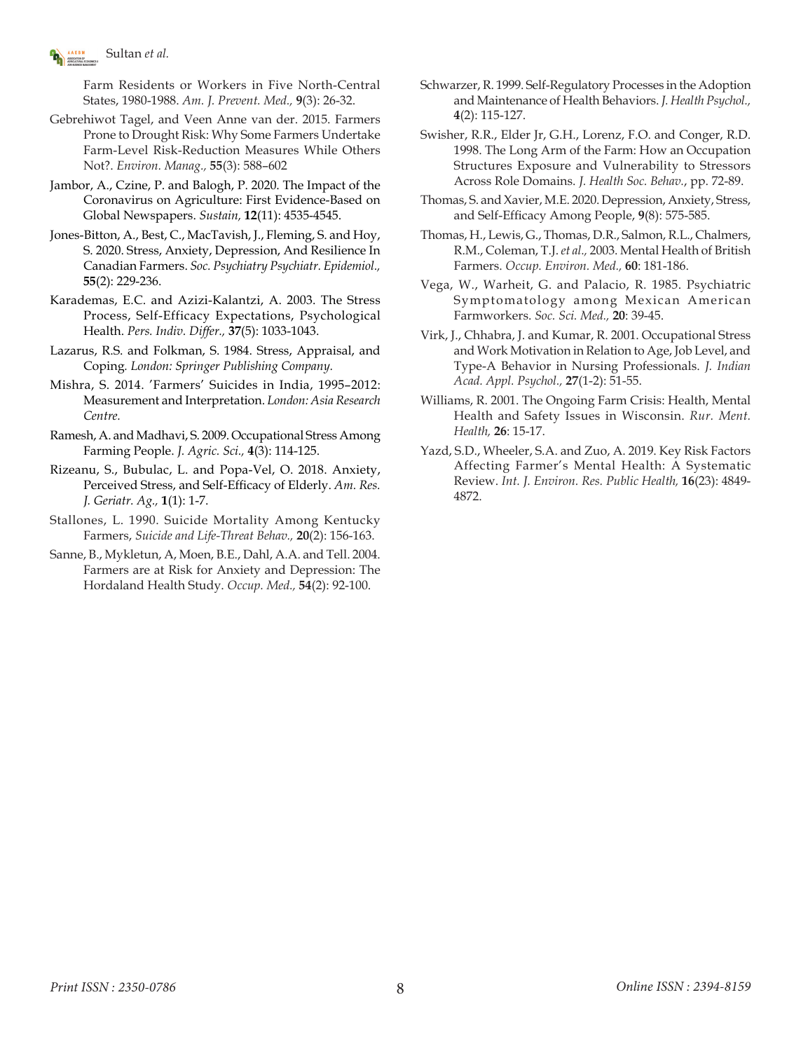Farm Residents or Workers in Five North-Central States, 1980-1988. *Am. J. Prevent. Med.,* **9**(3): 26-32.

Gebrehiwot Tagel, and Veen Anne van der. 2015. Farmers Prone to Drought Risk: Why Some Farmers Undertake Farm-Level Risk-Reduction Measures While Others Not?. *Environ. Manag.,* **55**(3): 588–602

Jambor, A., Czine, P. and Balogh, P. 2020. The Impact of the Coronavirus on Agriculture: First Evidence-Based on Global Newspapers. *Sustain,* **12**(11): 4535-4545.

Jones-Bitton, A., Best, C., MacTavish, J., Fleming, S. and Hoy, S. 2020. Stress, Anxiety, Depression, And Resilience In Canadian Farmers. *Soc. Psychiatry Psychiatr. Epidemiol.,* **55**(2): 229-236.

Karademas, E.C. and Azizi-Kalantzi, A. 2003. The Stress Process, Self-Efficacy Expectations, Psychological Health. *Pers. Indiv. Differ.,* **37**(5): 1033-1043.

Lazarus, R.S. and Folkman, S. 1984. Stress, Appraisal, and Coping. *London: Springer Publishing Company.*

Mishra, S. 2014. 'Farmers' Suicides in India, 1995–2012: Measurement and Interpretation. *London: Asia Research Centre*.

Ramesh, A. and Madhavi, S. 2009. Occupational Stress Among Farming People. *J. Agric. Sci.,* **4**(3): 114-125.

Rizeanu, S., Bubulac, L. and Popa-Vel, O. 2018. Anxiety, Perceived Stress, and Self-Efficacy of Elderly. *Am. Res. J. Geriatr. Ag.,* **1**(1): 1-7.

Stallones, L. 1990. Suicide Mortality Among Kentucky Farmers, *Suicide and Life-Threat Behav.,* **20**(2): 156-163.

Sanne, B., Mykletun, A, Moen, B.E., Dahl, A.A. and Tell. 2004. Farmers are at Risk for Anxiety and Depression: The Hordaland Health Study. *Occup. Med.,* **54**(2): 92-100.

Schwarzer, R. 1999. Self-Regulatory Processes in the Adoption and Maintenance of Health Behaviors. *J. Health Psychol.,* **4**(2): 115-127.

Swisher, R.R., Elder Jr, G.H., Lorenz, F.O. and Conger, R.D. 1998. The Long Arm of the Farm: How an Occupation Structures Exposure and Vulnerability to Stressors Across Role Domains. *J. Health Soc. Behav.*, pp. 72-89.

Thomas, S. and Xavier, M.E. 2020. Depression, Anxiety, Stress, and Self-Efficacy Among People, **9**(8): 575-585.

Thomas, H., Lewis, G., Thomas, D.R., Salmon, R.L., Chalmers, R.M., Coleman, T.J. *et al.,* 2003. Mental Health of British Farmers. *Occup. Environ. Med.,* **60**: 181-186.

Vega, W., Warheit, G. and Palacio, R. 1985. Psychiatric Symptomatology among Mexican American Farmworkers. *Soc. Sci. Med.,* **20**: 39-45.

Virk, J., Chhabra, J. and Kumar, R. 2001. Occupational Stress and Work Motivation in Relation to Age, Job Level, and Type-A Behavior in Nursing Professionals. *J. Indian Acad. Appl. Psychol.,* **27**(1-2): 51-55.

Williams, R. 2001. The Ongoing Farm Crisis: Health, Mental Health and Safety Issues in Wisconsin. *Rur. Ment. Health,* **26**: 15-17.

Yazd, S.D., Wheeler, S.A. and Zuo, A. 2019. Key Risk Factors Affecting Farmer's Mental Health: A Systematic Review. *Int. J. Environ. Res. Public Health,* **16**(23): 4849-4872.